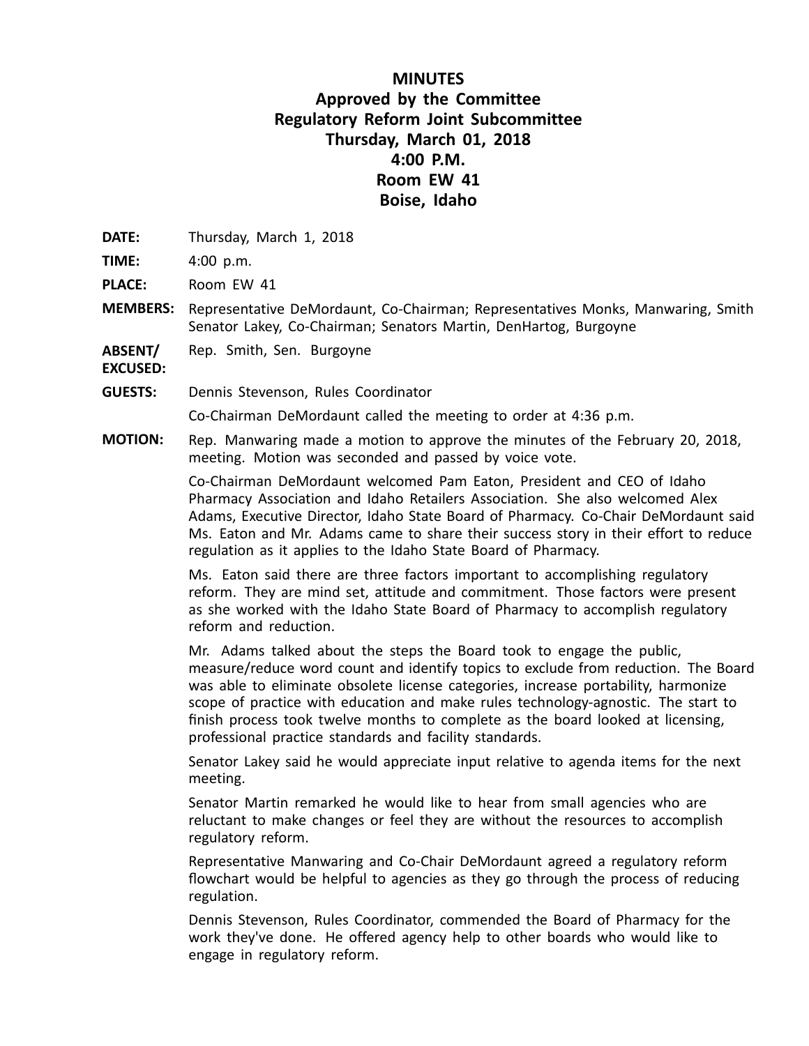# MINUTES
## Approved by the Committee
## Regulatory Reform Joint Subcommittee
## Thursday, March 01, 2018
## 4:00 P.M.
## Room EW 41
## Boise, Idaho

**DATE:** Thursday, March 1, 2018

**TIME:** 4:00 p.m.

**PLACE:** Room EW 41

**MEMBERS:** Representative DeMordaunt, Co-Chairman; Representatives Monks, Manwaring, Smith Senator Lakey, Co-Chairman; Senators Martin, DenHartog, Burgoyne

**ABSENT/ EXCUSED:** Rep. Smith, Sen. Burgoyne

**GUESTS:** Dennis Stevenson, Rules Coordinator

Co-Chairman DeMordaunt called the meeting to order at 4:36 p.m.

**MOTION:** Rep. Manwaring made a motion to approve the minutes of the February 20, 2018, meeting. Motion was seconded and passed by voice vote.

Co-Chairman DeMordaunt welcomed Pam Eaton, President and CEO of Idaho Pharmacy Association and Idaho Retailers Association. She also welcomed Alex Adams, Executive Director, Idaho State Board of Pharmacy. Co-Chair DeMordaunt said Ms. Eaton and Mr. Adams came to share their success story in their effort to reduce regulation as it applies to the Idaho State Board of Pharmacy.

Ms. Eaton said there are three factors important to accomplishing regulatory reform. They are mind set, attitude and commitment. Those factors were present as she worked with the Idaho State Board of Pharmacy to accomplish regulatory reform and reduction.

Mr. Adams talked about the steps the Board took to engage the public, measure/reduce word count and identify topics to exclude from reduction. The Board was able to eliminate obsolete license categories, increase portability, harmonize scope of practice with education and make rules technology-agnostic. The start to finish process took twelve months to complete as the board looked at licensing, professional practice standards and facility standards.

Senator Lakey said he would appreciate input relative to agenda items for the next meeting.

Senator Martin remarked he would like to hear from small agencies who are reluctant to make changes or feel they are without the resources to accomplish regulatory reform.

Representative Manwaring and Co-Chair DeMordaunt agreed a regulatory reform flowchart would be helpful to agencies as they go through the process of reducing regulation.

Dennis Stevenson, Rules Coordinator, commended the Board of Pharmacy for the work they've done. He offered agency help to other boards who would like to engage in regulatory reform.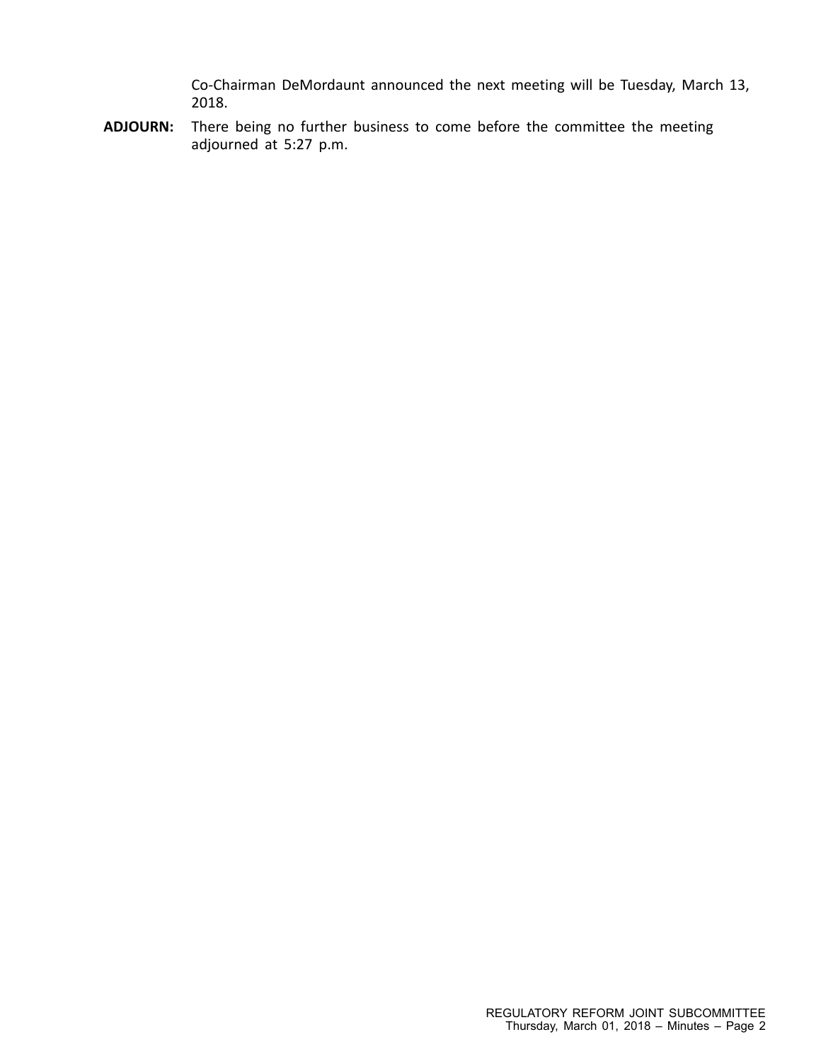Co-Chairman DeMordaunt announced the next meeting will be Tuesday, March 13, 2018.

**ADJOURN:** There being no further business to come before the committee the meeting adjourned at 5:27 p.m.